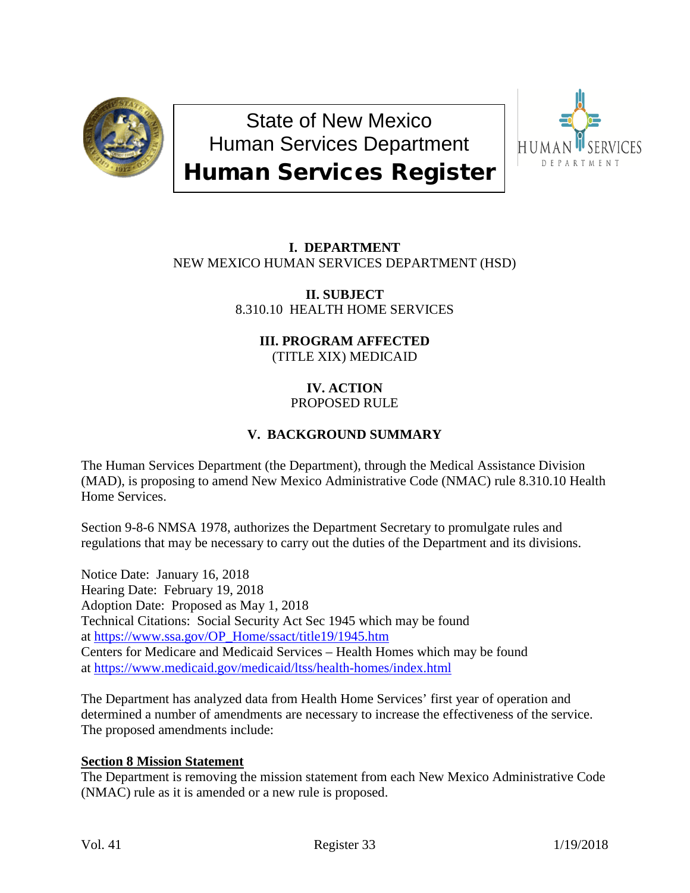# State of New Mexico
# Human Services Department
# Human Services Register

**I. DEPARTMENT**
NEW MEXICO HUMAN SERVICES DEPARTMENT (HSD)

**II. SUBJECT**
8.310.10 HEALTH HOME SERVICES

**III. PROGRAM AFFECTED**
(TITLE XIX) MEDICAID

**IV. ACTION**
PROPOSED RULE

**V. BACKGROUND SUMMARY**

The Human Services Department (the Department), through the Medical Assistance Division (MAD), is proposing to amend New Mexico Administrative Code (NMAC) rule 8.310.10 Health Home Services.

Section 9-8-6 NMSA 1978, authorizes the Department Secretary to promulgate rules and regulations that may be necessary to carry out the duties of the Department and its divisions.

Notice Date: January 16, 2018
Hearing Date: February 19, 2018
Adoption Date: Proposed as May 1, 2018
Technical Citations: Social Security Act Sec 1945 which may be found at https://www.ssa.gov/OP_Home/ssact/title19/1945.htm
Centers for Medicare and Medicaid Services – Health Homes which may be found at https://www.medicaid.gov/medicaid/ltss/health-homes/index.html

The Department has analyzed data from Health Home Services' first year of operation and determined a number of amendments are necessary to increase the effectiveness of the service. The proposed amendments include:

**Section 8 Mission Statement**
The Department is removing the mission statement from each New Mexico Administrative Code (NMAC) rule as it is amended or a new rule is proposed.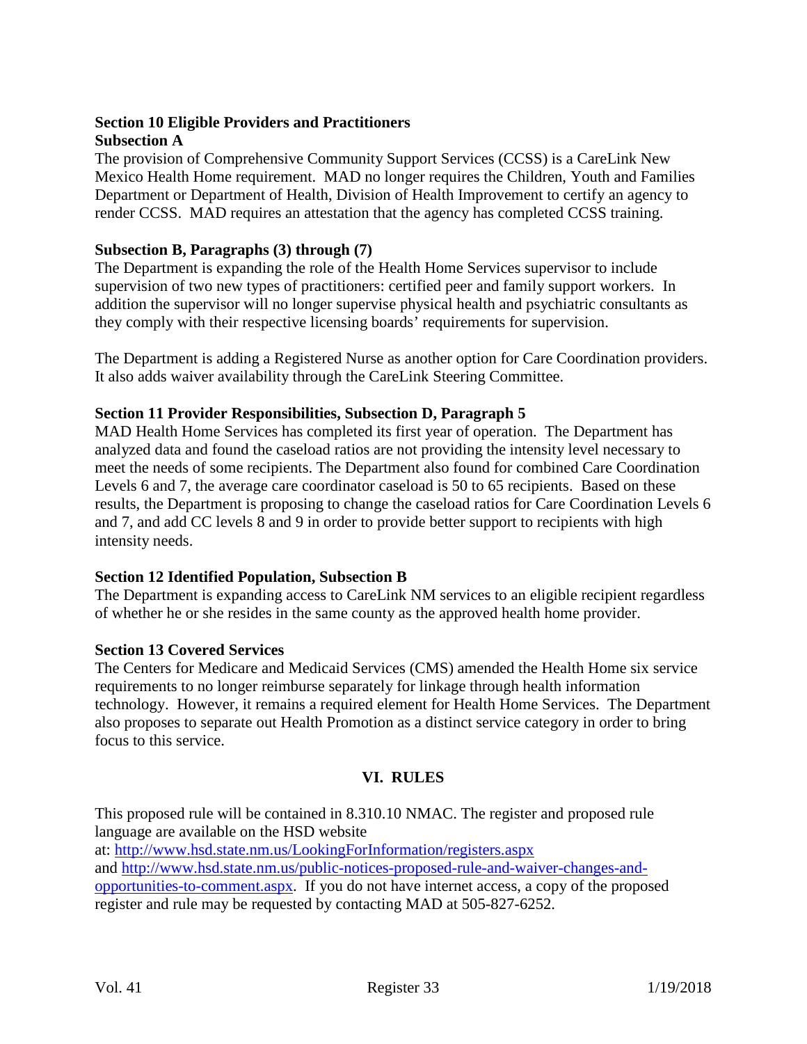**Section 10 Eligible Providers and Practitioners**
**Subsection A**
The provision of Comprehensive Community Support Services (CCSS) is a CareLink New Mexico Health Home requirement. MAD no longer requires the Children, Youth and Families Department or Department of Health, Division of Health Improvement to certify an agency to render CCSS. MAD requires an attestation that the agency has completed CCSS training.

**Subsection B, Paragraphs (3) through (7)**
The Department is expanding the role of the Health Home Services supervisor to include supervision of two new types of practitioners: certified peer and family support workers. In addition the supervisor will no longer supervise physical health and psychiatric consultants as they comply with their respective licensing boards' requirements for supervision.

The Department is adding a Registered Nurse as another option for Care Coordination providers. It also adds waiver availability through the CareLink Steering Committee.

**Section 11 Provider Responsibilities, Subsection D, Paragraph 5**
MAD Health Home Services has completed its first year of operation. The Department has analyzed data and found the caseload ratios are not providing the intensity level necessary to meet the needs of some recipients. The Department also found for combined Care Coordination Levels 6 and 7, the average care coordinator caseload is 50 to 65 recipients. Based on these results, the Department is proposing to change the caseload ratios for Care Coordination Levels 6 and 7, and add CC levels 8 and 9 in order to provide better support to recipients with high intensity needs.

**Section 12 Identified Population, Subsection B**
The Department is expanding access to CareLink NM services to an eligible recipient regardless of whether he or she resides in the same county as the approved health home provider.

**Section 13 Covered Services**
The Centers for Medicare and Medicaid Services (CMS) amended the Health Home six service requirements to no longer reimburse separately for linkage through health information technology. However, it remains a required element for Health Home Services. The Department also proposes to separate out Health Promotion as a distinct service category in order to bring focus to this service.

## VI. RULES

This proposed rule will be contained in 8.310.10 NMAC. The register and proposed rule language are available on the HSD website at: http://www.hsd.state.nm.us/LookingForInformation/registers.aspx and http://www.hsd.state.nm.us/public-notices-proposed-rule-and-waiver-changes-and-opportunities-to-comment.aspx. If you do not have internet access, a copy of the proposed register and rule may be requested by contacting MAD at 505-827-6252.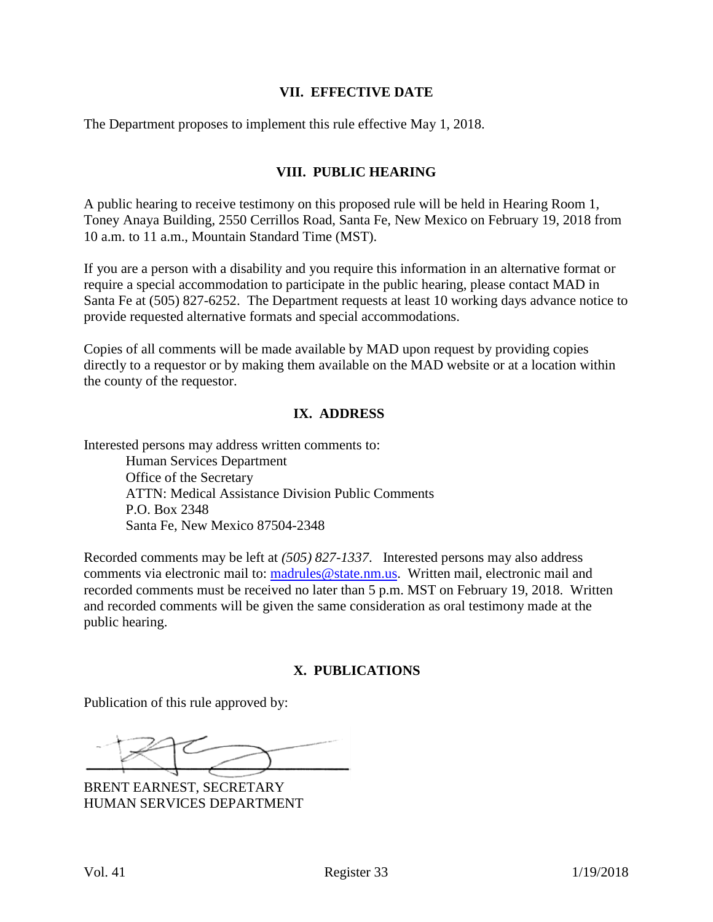## VII. EFFECTIVE DATE

The Department proposes to implement this rule effective May 1, 2018.

## VIII. PUBLIC HEARING

A public hearing to receive testimony on this proposed rule will be held in Hearing Room 1, Toney Anaya Building, 2550 Cerrillos Road, Santa Fe, New Mexico on February 19, 2018 from 10 a.m. to 11 a.m., Mountain Standard Time (MST).

If you are a person with a disability and you require this information in an alternative format or require a special accommodation to participate in the public hearing, please contact MAD in Santa Fe at (505) 827-6252. The Department requests at least 10 working days advance notice to provide requested alternative formats and special accommodations.

Copies of all comments will be made available by MAD upon request by providing copies directly to a requestor or by making them available on the MAD website or at a location within the county of the requestor.

## IX. ADDRESS

Interested persons may address written comments to:

Human Services Department
Office of the Secretary
ATTN: Medical Assistance Division Public Comments
P.O. Box 2348
Santa Fe, New Mexico 87504-2348

Recorded comments may be left at *(505) 827-1337*. Interested persons may also address comments via electronic mail to: madrules@state.nm.us. Written mail, electronic mail and recorded comments must be received no later than 5 p.m. MST on February 19, 2018. Written and recorded comments will be given the same consideration as oral testimony made at the public hearing.

## X. PUBLICATIONS

Publication of this rule approved by:

BRENT EARNEST, SECRETARY
HUMAN SERVICES DEPARTMENT